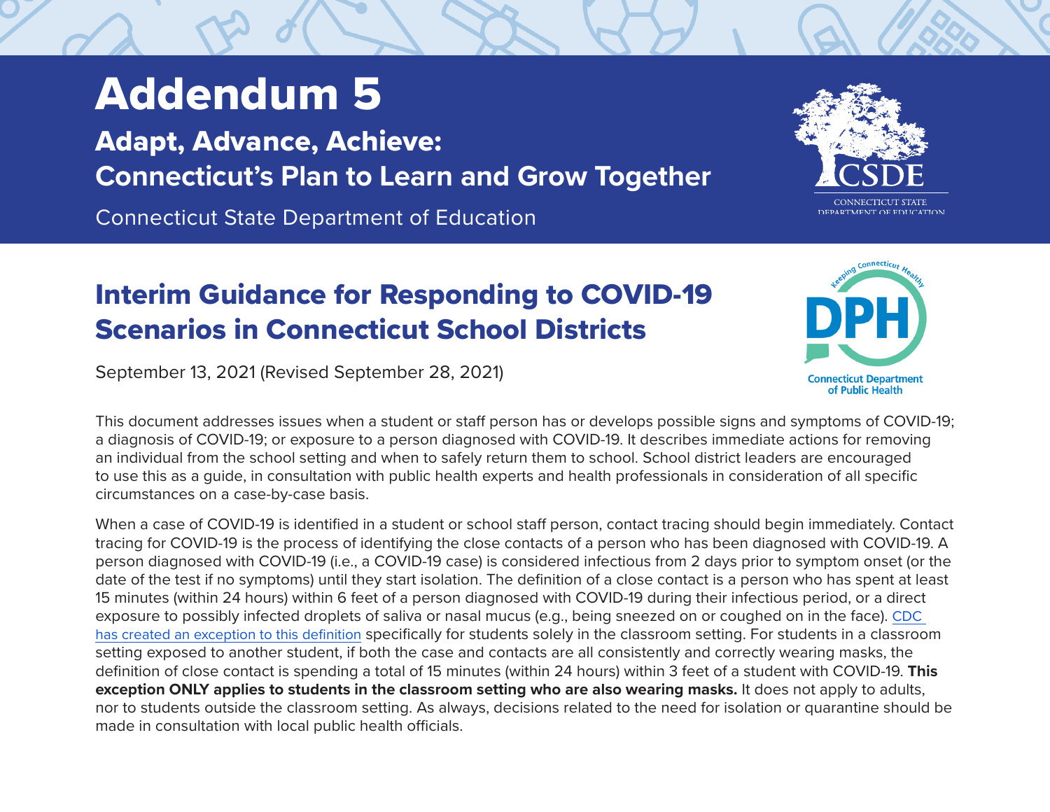# Addendum 5

## Adapt, Advance, Achieve: Connecticut's Plan to Learn and Grow Together

Connecticut State Department of Education

## Interim Guidance for Responding to COVID-19 Scenarios in Connecticut School Districts

September 13, 2021 (Revised September 28, 2021)

This document addresses issues when a student or staff person has or develops possible signs and symptoms of COVID-19; a diagnosis of COVID-19; or exposure to a person diagnosed with COVID-19. It describes immediate actions for removing an individual from the school setting and when to safely return them to school. School district leaders are encouraged to use this as a guide, in consultation with public health experts and health professionals in consideration of all specific circumstances on a case-by-case basis.

When a case of COVID-19 is identified in a student or school staff person, contact tracing should begin immediately. Contact tracing for COVID-19 is the process of identifying the close contacts of a person who has been diagnosed with COVID-19. A person diagnosed with COVID-19 (i.e., a COVID-19 case) is considered infectious from 2 days prior to symptom onset (or the date of the test if no symptoms) until they start isolation. The definition of a close contact is a person who has spent at least 15 minutes (within 24 hours) within 6 feet of a person diagnosed with COVID-19 during their infectious period, or a direct exposure to possibly infected droplets of saliva or nasal mucus (e.g., being sneezed on or coughed on in the face). CDC has created an exception to this definition specifically for students solely in the classroom setting. For students in a classroom setting exposed to another student, if both the case and contacts are all consistently and correctly wearing masks, the definition of close contact is spending a total of 15 minutes (within 24 hours) within 3 feet of a student with COVID-19. **This exception ONLY applies to students in the classroom setting who are also wearing masks.** It does not apply to adults, nor to students outside the classroom setting. As always, decisions related to the need for isolation or quarantine should be made in consultation with local public health officials.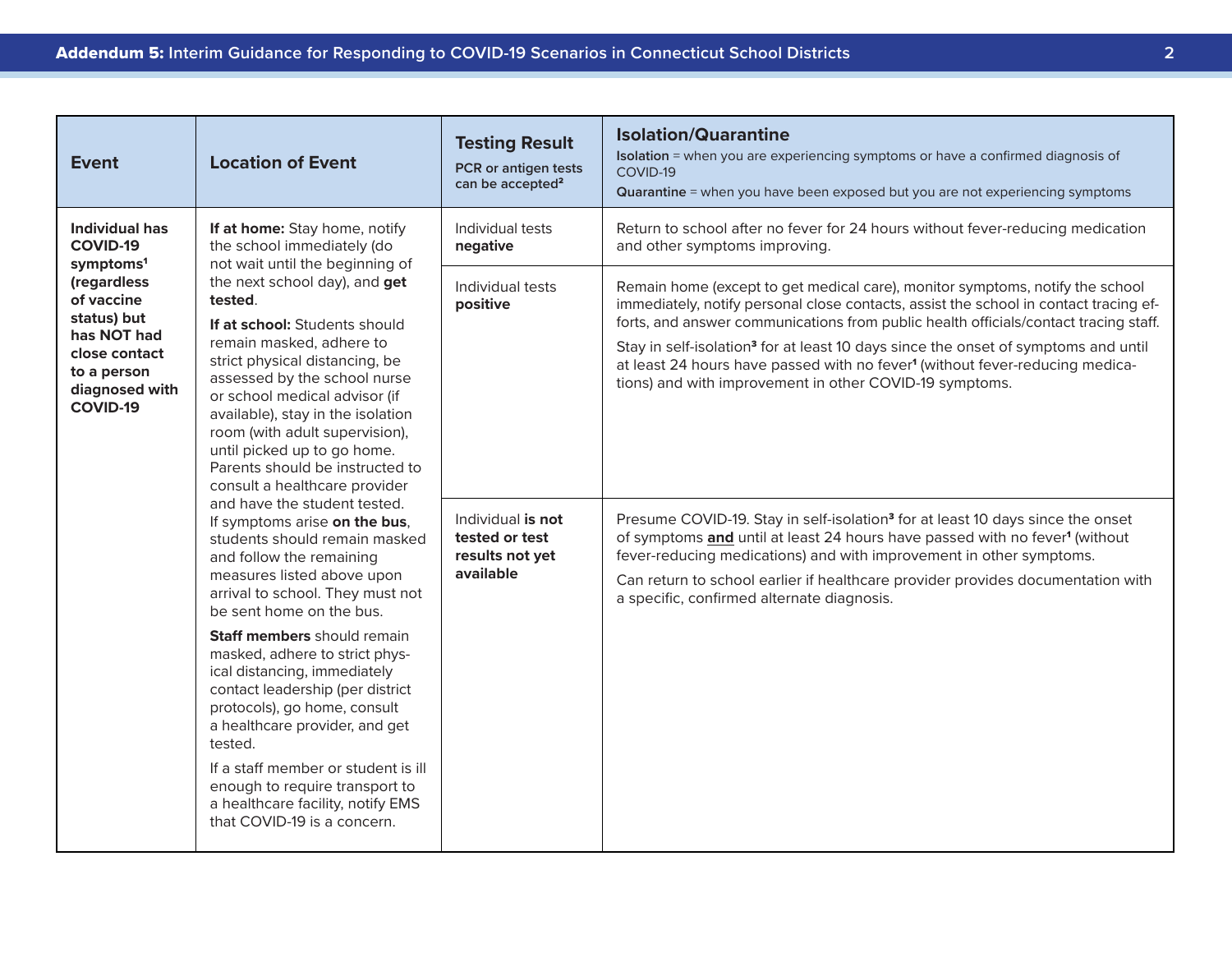| Event | Location of Event | Testing Result<br>PCR or antigen tests can be accepted[2] | Isolation/Quarantine<br>**Isolation** = when you are experiencing symptoms or have a confirmed diagnosis of COVID-19<br>**Quarantine** = when you have been exposed but you are not experiencing symptoms |
|---|---|---|---|
| **Individual has COVID-19 symptoms[1] (regardless of vaccine status) but has NOT had close contact to a person diagnosed with COVID-19** | **If at home:** Stay home, notify the school immediately (do not wait until the beginning of the next school day), and **get tested**.<br><br>**If at school:** Students should remain masked, adhere to strict physical distancing, be assessed by the school nurse or school medical advisor (if available), stay in the isolation room (with adult supervision), until picked up to go home. Parents should be instructed to consult a healthcare provider and have the student tested. If symptoms arise **on the bus**, students should remain masked and follow the remaining measures listed above upon arrival to school. They must not be sent home on the bus.<br><br>**Staff members** should remain masked, adhere to strict physical distancing, immediately contact leadership (per district protocols), go home, consult a healthcare provider, and get tested.<br><br>If a staff member or student is ill enough to require transport to a healthcare facility, notify EMS that COVID-19 is a concern. | Individual tests **negative** | Return to school after no fever for 24 hours without fever-reducing medication and other symptoms improving. |
| | | Individual tests **positive** | Remain home (except to get medical care), monitor symptoms, notify the school immediately, notify personal close contacts, assist the school in contact tracing efforts, and answer communications from public health officials/contact tracing staff.<br><br>Stay in self-isolation[3] for at least 10 days since the onset of symptoms and until at least 24 hours have passed with no fever[1] (without fever-reducing medications) and with improvement in other COVID-19 symptoms. |
| | | Individual **is not tested or test results not yet available** | Presume COVID-19. Stay in self-isolation[3] for at least 10 days since the onset of symptoms **and** until at least 24 hours have passed with no fever[1] (without fever-reducing medications) and with improvement in other symptoms.<br><br>Can return to school earlier if healthcare provider provides documentation with a specific, confirmed alternate diagnosis. |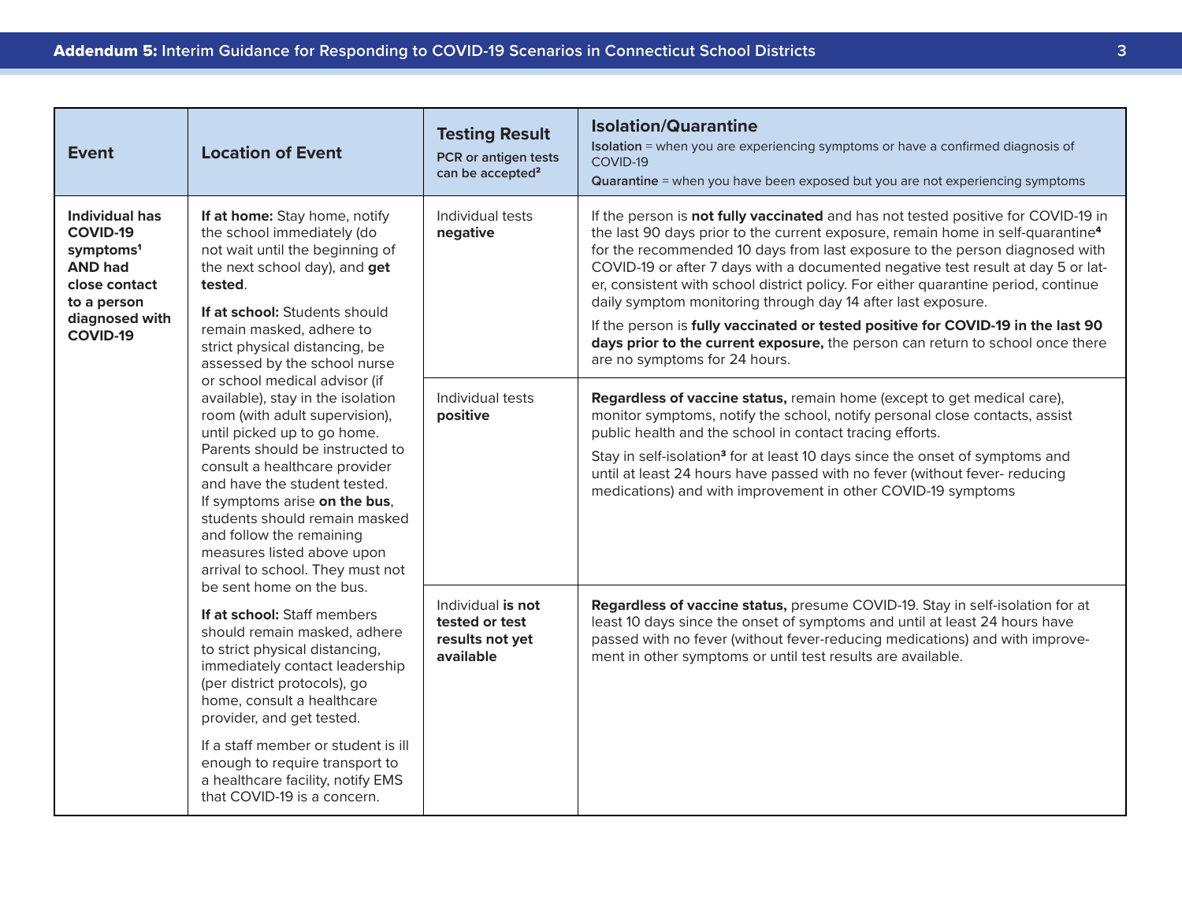| Event | Location of Event | Testing Result<br>PCR or antigen tests can be accepted[2] | Isolation/Quarantine<br>**Isolation** = when you are experiencing symptoms or have a confirmed diagnosis of COVID-19<br>**Quarantine** = when you have been exposed but you are not experiencing symptoms |
|---|---|---|---|
| **Individual has COVID-19 symptoms[1] AND had close contact to a person diagnosed with COVID-19** | **If at home:** Stay home, notify the school immediately (do not wait until the beginning of the next school day), and **get tested**.<br><br>**If at school:** Students should remain masked, adhere to strict physical distancing, be assessed by the school nurse or school medical advisor (if available), stay in the isolation room (with adult supervision), until picked up to go home. Parents should be instructed to consult a healthcare provider and have the student tested. If symptoms arise **on the bus**, students should remain masked and follow the remaining measures listed above upon arrival to school. They must not be sent home on the bus.<br><br>**If at school:** Staff members should remain masked, adhere to strict physical distancing, immediately contact leadership (per district protocols), go home, consult a healthcare provider, and get tested.<br><br>If a staff member or student is ill enough to require transport to a healthcare facility, notify EMS that COVID-19 is a concern. | Individual tests **negative** | If the person is **not fully vaccinated** and has not tested positive for COVID-19 in the last 90 days prior to the current exposure, remain home in self-quarantine[4] for the recommended 10 days from last exposure to the person diagnosed with COVID-19 or after 7 days with a documented negative test result at day 5 or later, consistent with school district policy. For either quarantine period, continue daily symptom monitoring through day 14 after last exposure.<br><br>If the person is **fully vaccinated or tested positive for COVID-19 in the last 90 days prior to the current exposure,** the person can return to school once there are no symptoms for 24 hours. |
| | | Individual tests **positive** | **Regardless of vaccine status,** remain home (except to get medical care), monitor symptoms, notify the school, notify personal close contacts, assist public health and the school in contact tracing efforts.<br><br>Stay in self-isolation[3] for at least 10 days since the onset of symptoms and until at least 24 hours have passed with no fever (without fever- reducing medications) and with improvement in other COVID-19 symptoms |
| | | Individual **is not tested or test results not yet available** | **Regardless of vaccine status,** presume COVID-19. Stay in self-isolation for at least 10 days since the onset of symptoms and until at least 24 hours have passed with no fever (without fever-reducing medications) and with improvement in other symptoms or until test results are available. |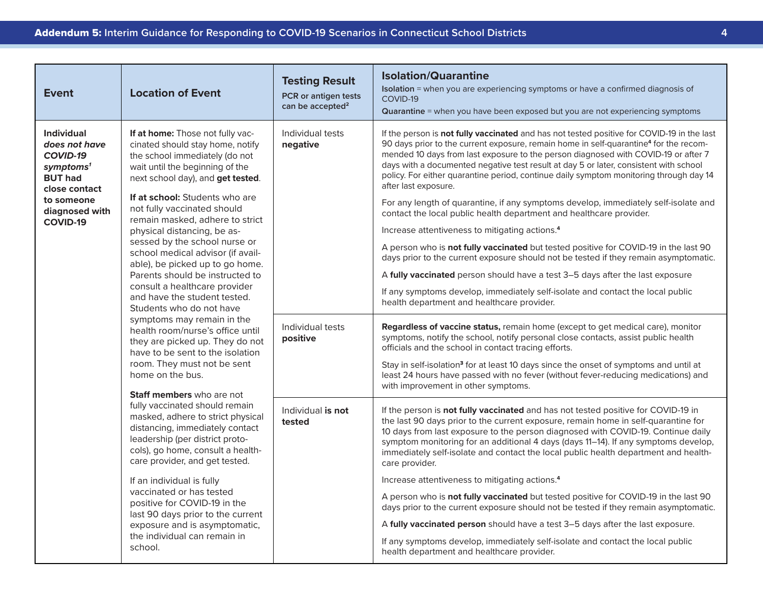| Event | Location of Event | Testing Result<br>PCR or antigen tests can be accepted[2] | Isolation/Quarantine<br>**Isolation** = when you are experiencing symptoms or have a confirmed diagnosis of COVID-19<br>**Quarantine** = when you have been exposed but you are not experiencing symptoms |
|---|---|---|---|
| **Individual *does not have COVID-19 symptoms*[1] BUT had close contact to someone diagnosed with COVID-19** | **If at home:** Those not fully vaccinated should stay home, notify the school immediately (do not wait until the beginning of the next school day), and **get tested**.<br><br>**If at school:** Students who are not fully vaccinated should remain masked, adhere to strict physical distancing, be assessed by the school nurse or school medical advisor (if available), be picked up to go home. Parents should be instructed to consult a healthcare provider and have the student tested. Students who do not have symptoms may remain in the health room/nurse's office until they are picked up. They do not have to be sent to the isolation room. They must not be sent home on the bus.<br><br>**Staff members** who are not fully vaccinated should remain masked, adhere to strict physical distancing, immediately contact leadership (per district protocols), go home, consult a healthcare provider, and get tested.<br><br>If an individual is fully vaccinated or has tested positive for COVID-19 in the last 90 days prior to the current exposure and is asymptomatic, the individual can remain in school. | Individual tests **negative** | If the person is **not fully vaccinated** and has not tested positive for COVID-19 in the last 90 days prior to the current exposure, remain home in self-quarantine[4] for the recommended 10 days from last exposure to the person diagnosed with COVID-19 or after 7 days with a documented negative test result at day 5 or later, consistent with school policy. For either quarantine period, continue daily symptom monitoring through day 14 after last exposure.<br><br>For any length of quarantine, if any symptoms develop, immediately self-isolate and contact the local public health department and healthcare provider.<br><br>Increase attentiveness to mitigating actions.[4]<br><br>A person who is **not fully vaccinated** but tested positive for COVID-19 in the last 90 days prior to the current exposure should not be tested if they remain asymptomatic.<br><br>A **fully vaccinated** person should have a test 3–5 days after the last exposure<br><br>If any symptoms develop, immediately self-isolate and contact the local public health department and healthcare provider. |
| | | Individual tests **positive** | **Regardless of vaccine status,** remain home (except to get medical care), monitor symptoms, notify the school, notify personal close contacts, assist public health officials and the school in contact tracing efforts.<br><br>Stay in self-isolation[3] for at least 10 days since the onset of symptoms and until at least 24 hours have passed with no fever (without fever-reducing medications) and with improvement in other symptoms. |
| | | Individual **is not tested** | If the person is **not fully vaccinated** and has not tested positive for COVID-19 in the last 90 days prior to the current exposure, remain home in self-quarantine for 10 days from last exposure to the person diagnosed with COVID-19. Continue daily symptom monitoring for an additional 4 days (days 11–14). If any symptoms develop, immediately self-isolate and contact the local public health department and healthcare provider.<br><br>Increase attentiveness to mitigating actions.[4]<br><br>A person who is **not fully vaccinated** but tested positive for COVID-19 in the last 90 days prior to the current exposure should not be tested if they remain asymptomatic.<br><br>A **fully vaccinated person** should have a test 3–5 days after the last exposure.<br><br>If any symptoms develop, immediately self-isolate and contact the local public health department and healthcare provider. |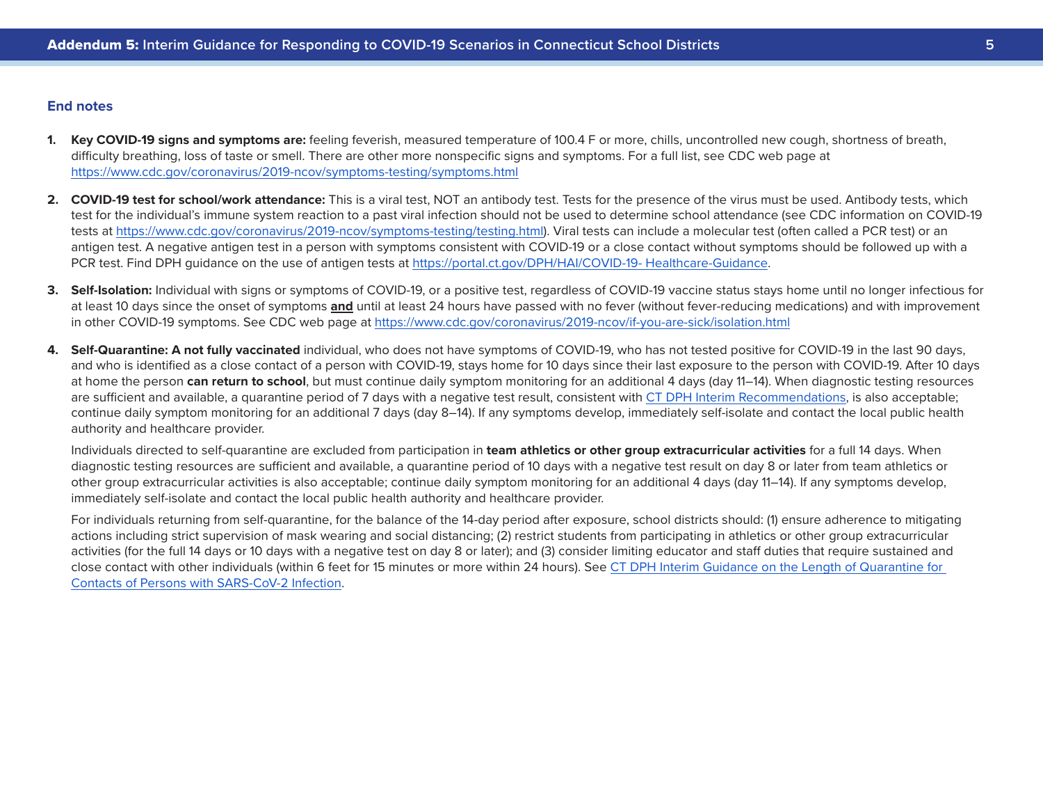## End notes

1. **Key COVID-19 signs and symptoms are:** feeling feverish, measured temperature of 100.4 F or more, chills, uncontrolled new cough, shortness of breath, difficulty breathing, loss of taste or smell. There are other more nonspecific signs and symptoms. For a full list, see CDC web page at [https://www.cdc.gov/coronavirus/2019-ncov/symptoms-testing/symptoms.html](https://www.cdc.gov/coronavirus/2019-ncov/symptoms-testing/symptoms.html)

2. **COVID-19 test for school/work attendance:** This is a viral test, NOT an antibody test. Tests for the presence of the virus must be used. Antibody tests, which test for the individual's immune system reaction to a past viral infection should not be used to determine school attendance (see CDC information on COVID-19 tests at [https://www.cdc.gov/coronavirus/2019-ncov/symptoms-testing/testing.html](https://www.cdc.gov/coronavirus/2019-ncov/symptoms-testing/testing.html)). Viral tests can include a molecular test (often called a PCR test) or an antigen test. A negative antigen test in a person with symptoms consistent with COVID-19 or a close contact without symptoms should be followed up with a PCR test. Find DPH guidance on the use of antigen tests at [https://portal.ct.gov/DPH/HAI/COVID-19- Healthcare-Guidance](https://portal.ct.gov/DPH/HAI/COVID-19-Healthcare-Guidance).

3. **Self-Isolation:** Individual with signs or symptoms of COVID-19, or a positive test, regardless of COVID-19 vaccine status stays home until no longer infectious for at least 10 days since the onset of symptoms **and** until at least 24 hours have passed with no fever (without fever-reducing medications) and with improvement in other COVID-19 symptoms. See CDC web page at [https://www.cdc.gov/coronavirus/2019-ncov/if-you-are-sick/isolation.html](https://www.cdc.gov/coronavirus/2019-ncov/if-you-are-sick/isolation.html)

4. **Self-Quarantine: A not fully vaccinated** individual, who does not have symptoms of COVID-19, who has not tested positive for COVID-19 in the last 90 days, and who is identified as a close contact of a person with COVID-19, stays home for 10 days since their last exposure to the person with COVID-19. After 10 days at home the person **can return to school**, but must continue daily symptom monitoring for an additional 4 days (day 11–14). When diagnostic testing resources are sufficient and available, a quarantine period of 7 days with a negative test result, consistent with CT DPH Interim Recommendations, is also acceptable; continue daily symptom monitoring for an additional 7 days (day 8–14). If any symptoms develop, immediately self-isolate and contact the local public health authority and healthcare provider.

   Individuals directed to self-quarantine are excluded from participation in **team athletics or other group extracurricular activities** for a full 14 days. When diagnostic testing resources are sufficient and available, a quarantine period of 10 days with a negative test result on day 8 or later from team athletics or other group extracurricular activities is also acceptable; continue daily symptom monitoring for an additional 4 days (day 11–14). If any symptoms develop, immediately self-isolate and contact the local public health authority and healthcare provider.

   For individuals returning from self-quarantine, for the balance of the 14-day period after exposure, school districts should: (1) ensure adherence to mitigating actions including strict supervision of mask wearing and social distancing; (2) restrict students from participating in athletics or other group extracurricular activities (for the full 14 days or 10 days with a negative test on day 8 or later); and (3) consider limiting educator and staff duties that require sustained and close contact with other individuals (within 6 feet for 15 minutes or more within 24 hours). See CT DPH Interim Guidance on the Length of Quarantine for Contacts of Persons with SARS-CoV-2 Infection.